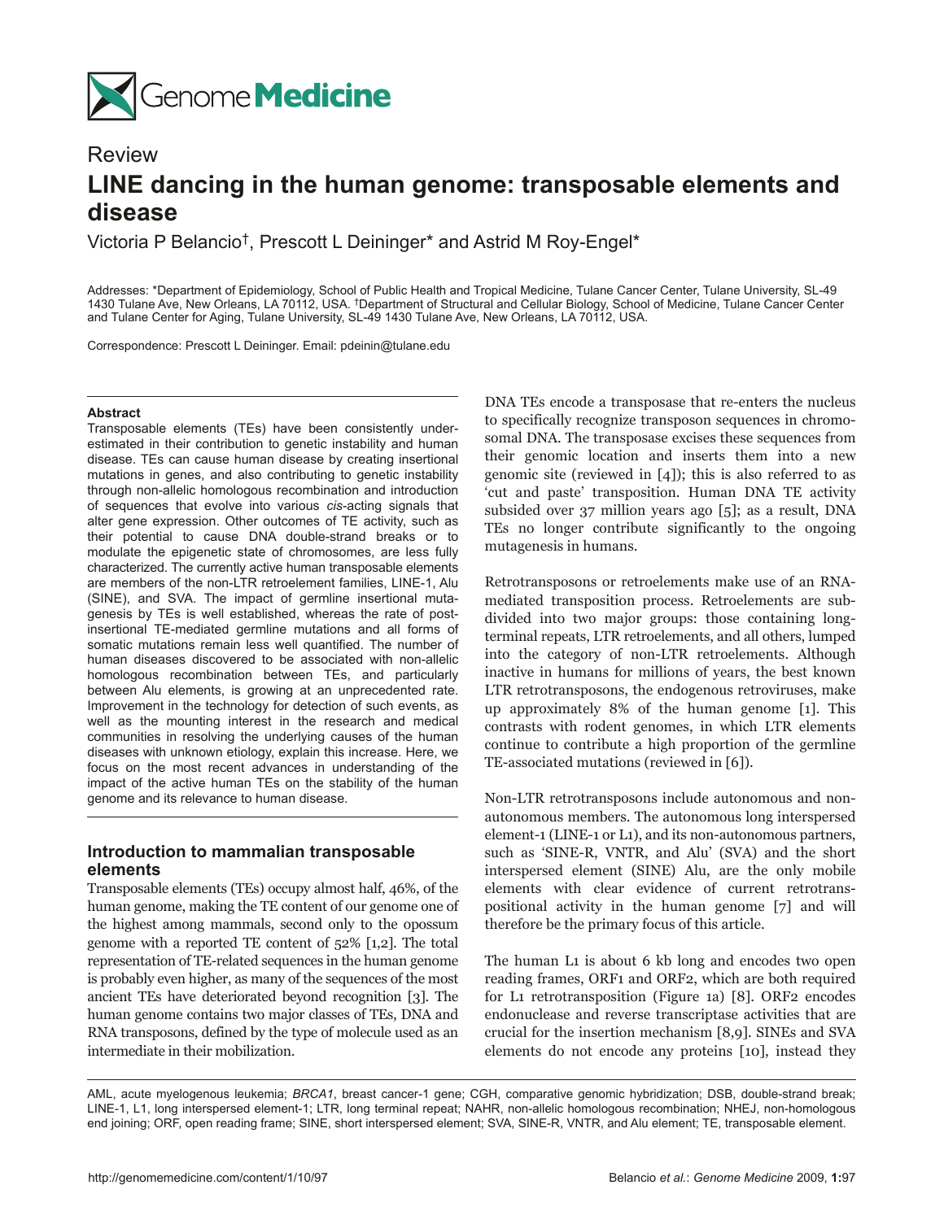Genome Medicine

Review

# LINE dancing in the human genome: transposable elements and disease

Victoria P Belancio[†], Prescott L Deininger* and Astrid M Roy-Engel*

Addresses: *Department of Epidemiology, School of Public Health and Tropical Medicine, Tulane Cancer Center, Tulane University, SL-49 1430 Tulane Ave, New Orleans, LA 70112, USA. [†]Department of Structural and Cellular Biology, School of Medicine, Tulane Cancer Center and Tulane Center for Aging, Tulane University, SL-49 1430 Tulane Ave, New Orleans, LA 70112, USA.

Correspondence: Prescott L Deininger. Email: pdeinin@tulane.edu

#### Abstract

Transposable elements (TEs) have been consistently underestimated in their contribution to genetic instability and human disease. TEs can cause human disease by creating insertional mutations in genes, and also contributing to genetic instability through non-allelic homologous recombination and introduction of sequences that evolve into various *cis*-acting signals that alter gene expression. Other outcomes of TE activity, such as their potential to cause DNA double-strand breaks or to modulate the epigenetic state of chromosomes, are less fully characterized. The currently active human transposable elements are members of the non-LTR retroelement families, LINE-1, Alu (SINE), and SVA. The impact of germline insertional mutagenesis by TEs is well established, whereas the rate of post-insertional TE-mediated germline mutations and all forms of somatic mutations remain less well quantified. The number of human diseases discovered to be associated with non-allelic homologous recombination between TEs, and particularly between Alu elements, is growing at an unprecedented rate. Improvement in the technology for detection of such events, as well as the mounting interest in the research and medical communities in resolving the underlying causes of the human diseases with unknown etiology, explain this increase. Here, we focus on the most recent advances in understanding of the impact of the active human TEs on the stability of the human genome and its relevance to human disease.

## Introduction to mammalian transposable elements

Transposable elements (TEs) occupy almost half, 46%, of the human genome, making the TE content of our genome one of the highest among mammals, second only to the opossum genome with a reported TE content of 52% [1,2]. The total representation of TE-related sequences in the human genome is probably even higher, as many of the sequences of the most ancient TEs have deteriorated beyond recognition [3]. The human genome contains two major classes of TEs, DNA and RNA transposons, defined by the type of molecule used as an intermediate in their mobilization.

DNA TEs encode a transposase that re-enters the nucleus to specifically recognize transposon sequences in chromosomal DNA. The transposase excises these sequences from their genomic location and inserts them into a new genomic site (reviewed in [4]); this is also referred to as 'cut and paste' transposition. Human DNA TE activity subsided over 37 million years ago [5]; as a result, DNA TEs no longer contribute significantly to the ongoing mutagenesis in humans.

Retrotransposons or retroelements make use of an RNA-mediated transposition process. Retroelements are subdivided into two major groups: those containing long-terminal repeats, LTR retroelements, and all others, lumped into the category of non-LTR retroelements. Although inactive in humans for millions of years, the best known LTR retrotransposons, the endogenous retroviruses, make up approximately 8% of the human genome [1]. This contrasts with rodent genomes, in which LTR elements continue to contribute a high proportion of the germline TE-associated mutations (reviewed in [6]).

Non-LTR retrotransposons include autonomous and non-autonomous members. The autonomous long interspersed element-1 (LINE-1 or L1), and its non-autonomous partners, such as 'SINE-R, VNTR, and Alu' (SVA) and the short interspersed element (SINE) Alu, are the only mobile elements with clear evidence of current retrotranspositional activity in the human genome [7] and will therefore be the primary focus of this article.

The human L1 is about 6 kb long and encodes two open reading frames, ORF1 and ORF2, which are both required for L1 retrotransposition (Figure 1a) [8]. ORF2 encodes endonuclease and reverse transcriptase activities that are crucial for the insertion mechanism [8,9]. SINEs and SVA elements do not encode any proteins [10], instead they

AML, acute myelogenous leukemia; *BRCA1*, breast cancer-1 gene; CGH, comparative genomic hybridization; DSB, double-strand break; LINE-1, L1, long interspersed element-1; LTR, long terminal repeat; NAHR, non-allelic homologous recombination; NHEJ, non-homologous end joining; ORF, open reading frame; SINE, short interspersed element; SVA, SINE-R, VNTR, and Alu element; TE, transposable element.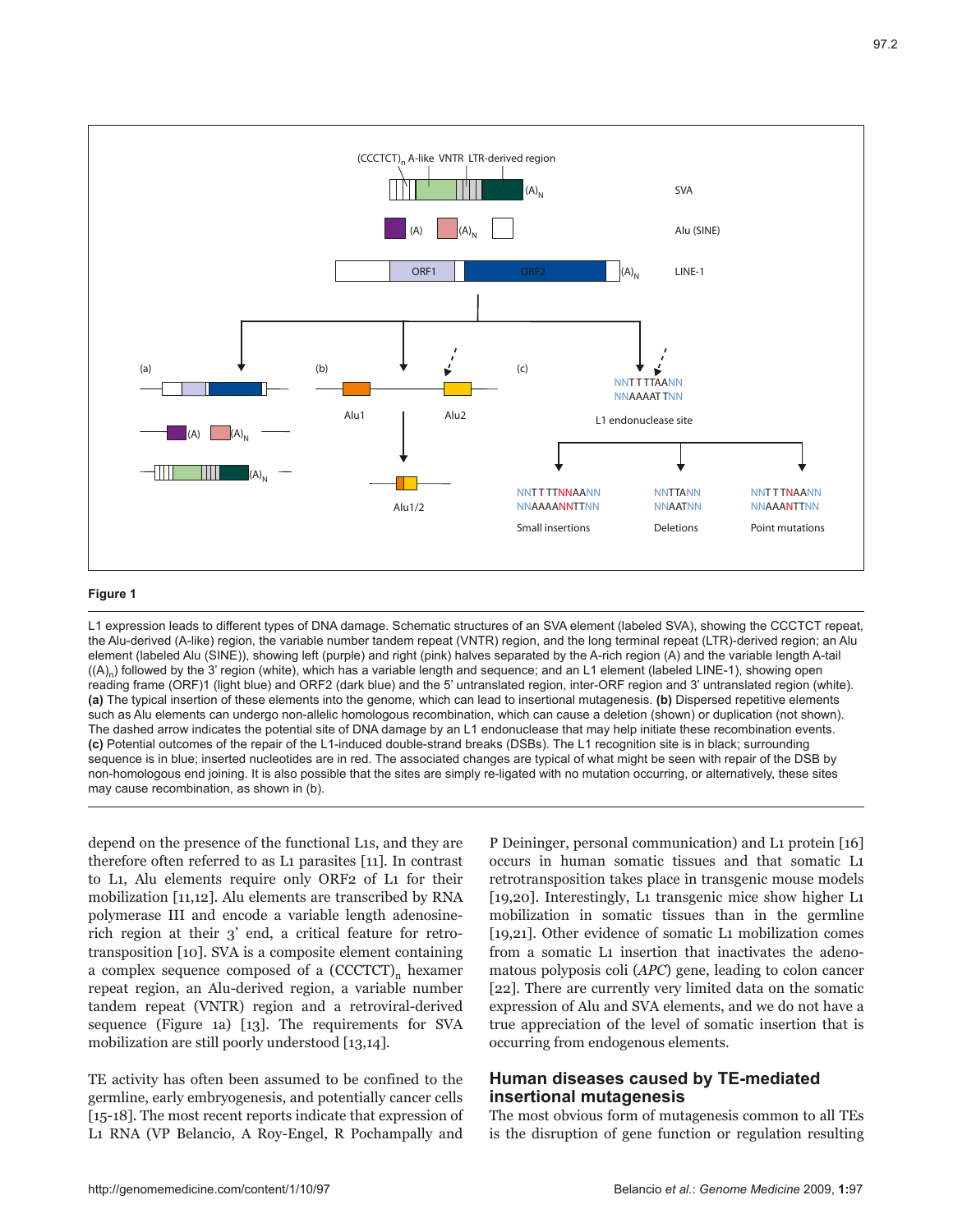**Figure 1**

L1 expression leads to different types of DNA damage. Schematic structures of an SVA element (labeled SVA), showing the CCCTCT repeat, the Alu-derived (A-like) region, the variable number tandem repeat (VNTR) region, and the long terminal repeat (LTR)-derived region; an Alu element (labeled Alu (SINE)), showing left (purple) and right (pink) halves separated by the A-rich region (A) and the variable length A-tail ($(A)_n$) followed by the 3' region (white), which has a variable length and sequence; and an L1 element (labeled LINE-1), showing open reading frame (ORF)1 (light blue) and ORF2 (dark blue) and the 5' untranslated region, inter-ORF region and 3' untranslated region (white). **(a)** The typical insertion of these elements into the genome, which can lead to insertional mutagenesis. **(b)** Dispersed repetitive elements such as Alu elements can undergo non-allelic homologous recombination, which can cause a deletion (shown) or duplication (not shown). The dashed arrow indicates the potential site of DNA damage by an L1 endonuclease that may help initiate these recombination events. **(c)** Potential outcomes of the repair of the L1-induced double-strand breaks (DSBs). The L1 recognition site is in black; surrounding sequence is in blue; inserted nucleotides are in red. The associated changes are typical of what might be seen with repair of the DSB by non-homologous end joining. It is also possible that the sites are simply re-ligated with no mutation occurring, or alternatively, these sites may cause recombination, as shown in (b).

depend on the presence of the functional L1s, and they are therefore often referred to as L1 parasites [11]. In contrast to L1, Alu elements require only ORF2 of L1 for their mobilization [11,12]. Alu elements are transcribed by RNA polymerase III and encode a variable length adenosine-rich region at their 3' end, a critical feature for retrotransposition [10]. SVA is a composite element containing a complex sequence composed of a $(CCCTCT)_n$ hexamer repeat region, an Alu-derived region, a variable number tandem repeat (VNTR) region and a retroviral-derived sequence (Figure 1a) [13]. The requirements for SVA mobilization are still poorly understood [13,14].

TE activity has often been assumed to be confined to the germline, early embryogenesis, and potentially cancer cells [15-18]. The most recent reports indicate that expression of L1 RNA (VP Belancio, A Roy-Engel, R Pochampally and P Deininger, personal communication) and L1 protein [16] occurs in human somatic tissues and that somatic L1 retrotransposition takes place in transgenic mouse models [19,20]. Interestingly, L1 transgenic mice show higher L1 mobilization in somatic tissues than in the germline [19,21]. Other evidence of somatic L1 mobilization comes from a somatic L1 insertion that inactivates the adenomatous polyposis coli (*APC*) gene, leading to colon cancer [22]. There are currently very limited data on the somatic expression of Alu and SVA elements, and we do not have a true appreciation of the level of somatic insertion that is occurring from endogenous elements.

## Human diseases caused by TE-mediated insertional mutagenesis

The most obvious form of mutagenesis common to all TEs is the disruption of gene function or regulation resulting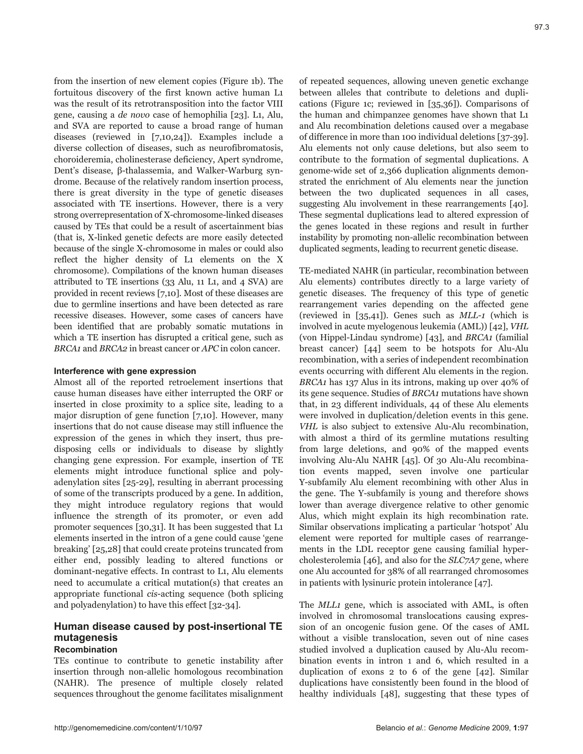from the insertion of new element copies (Figure 1b). The fortuitous discovery of the first known active human L1 was the result of its retrotransposition into the factor VIII gene, causing a *de novo* case of hemophilia [23]. L1, Alu, and SVA are reported to cause a broad range of human diseases (reviewed in [7,10,24]). Examples include a diverse collection of diseases, such as neurofibromatosis, choroideremia, cholinesterase deficiency, Apert syndrome, Dent's disease, β-thalassemia, and Walker-Warburg syndrome. Because of the relatively random insertion process, there is great diversity in the type of genetic diseases associated with TE insertions. However, there is a very strong overrepresentation of X-chromosome-linked diseases caused by TEs that could be a result of ascertainment bias (that is, X-linked genetic defects are more easily detected because of the single X-chromosome in males or could also reflect the higher density of L1 elements on the X chromosome). Compilations of the known human diseases attributed to TE insertions (33 Alu, 11 L1, and 4 SVA) are provided in recent reviews [7,10]. Most of these diseases are due to germline insertions and have been detected as rare recessive diseases. However, some cases of cancers have been identified that are probably somatic mutations in which a TE insertion has disrupted a critical gene, such as *BRCA1* and *BRCA2* in breast cancer or *APC* in colon cancer.

#### Interference with gene expression

Almost all of the reported retroelement insertions that cause human diseases have either interrupted the ORF or inserted in close proximity to a splice site, leading to a major disruption of gene function [7,10]. However, many insertions that do not cause disease may still influence the expression of the genes in which they insert, thus predisposing cells or individuals to disease by slightly changing gene expression. For example, insertion of TE elements might introduce functional splice and polyadenylation sites [25-29], resulting in aberrant processing of some of the transcripts produced by a gene. In addition, they might introduce regulatory regions that would influence the strength of its promoter, or even add promoter sequences [30,31]. It has been suggested that L1 elements inserted in the intron of a gene could cause 'gene breaking' [25,28] that could create proteins truncated from either end, possibly leading to altered functions or dominant-negative effects. In contrast to L1, Alu elements need to accumulate a critical mutation(s) that creates an appropriate functional *cis*-acting sequence (both splicing and polyadenylation) to have this effect [32-34].

### Human disease caused by post-insertional TE mutagenesis

#### Recombination

TEs continue to contribute to genetic instability after insertion through non-allelic homologous recombination (NAHR). The presence of multiple closely related sequences throughout the genome facilitates misalignment of repeated sequences, allowing uneven genetic exchange between alleles that contribute to deletions and duplications (Figure 1c; reviewed in [35,36]). Comparisons of the human and chimpanzee genomes have shown that L1 and Alu recombination deletions caused over a megabase of difference in more than 100 individual deletions [37-39]. Alu elements not only cause deletions, but also seem to contribute to the formation of segmental duplications. A genome-wide set of 2,366 duplication alignments demonstrated the enrichment of Alu elements near the junction between the two duplicated sequences in all cases, suggesting Alu involvement in these rearrangements [40]. These segmental duplications lead to altered expression of the genes located in these regions and result in further instability by promoting non-allelic recombination between duplicated segments, leading to recurrent genetic disease.

TE-mediated NAHR (in particular, recombination between Alu elements) contributes directly to a large variety of genetic diseases. The frequency of this type of genetic rearrangement varies depending on the affected gene (reviewed in [35,41]). Genes such as *MLL-1* (which is involved in acute myelogenous leukemia (AML)) [42], *VHL* (von Hippel-Lindau syndrome) [43], and *BRCA1* (familial breast cancer) [44] seem to be hotspots for Alu-Alu recombination, with a series of independent recombination events occurring with different Alu elements in the region. *BRCA1* has 137 Alus in its introns, making up over 40% of its gene sequence. Studies of *BRCA1* mutations have shown that, in 23 different individuals, 44 of these Alu elements were involved in duplication/deletion events in this gene. *VHL* is also subject to extensive Alu-Alu recombination, with almost a third of its germline mutations resulting from large deletions, and 90% of the mapped events involving Alu-Alu NAHR [45]. Of 30 Alu-Alu recombination events mapped, seven involve one particular Y-subfamily Alu element recombining with other Alus in the gene. The Y-subfamily is young and therefore shows lower than average divergence relative to other genomic Alus, which might explain its high recombination rate. Similar observations implicating a particular 'hotspot' Alu element were reported for multiple cases of rearrangements in the LDL receptor gene causing familial hypercholesterolemia [46], and also for the *SLC7A7* gene, where one Alu accounted for 38% of all rearranged chromosomes in patients with lysinuric protein intolerance [47].

The *MLL1* gene, which is associated with AML, is often involved in chromosomal translocations causing expression of an oncogenic fusion gene. Of the cases of AML without a visible translocation, seven out of nine cases studied involved a duplication caused by Alu-Alu recombination events in intron 1 and 6, which resulted in a duplication of exons 2 to 6 of the gene [42]. Similar duplications have consistently been found in the blood of healthy individuals [48], suggesting that these types of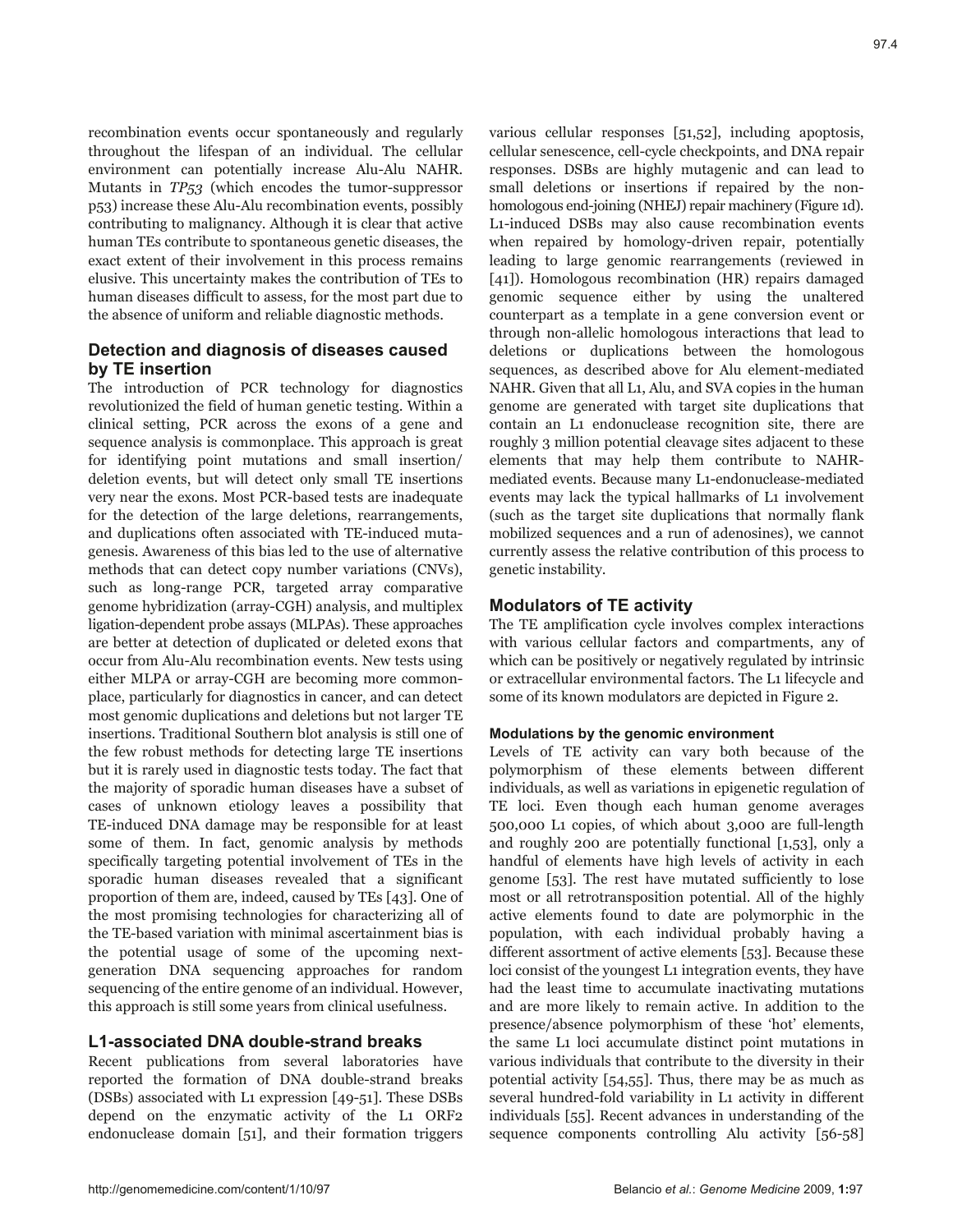recombination events occur spontaneously and regularly throughout the lifespan of an individual. The cellular environment can potentially increase Alu-Alu NAHR. Mutants in *TP53* (which encodes the tumor-suppressor p53) increase these Alu-Alu recombination events, possibly contributing to malignancy. Although it is clear that active human TEs contribute to spontaneous genetic diseases, the exact extent of their involvement in this process remains elusive. This uncertainty makes the contribution of TEs to human diseases difficult to assess, for the most part due to the absence of uniform and reliable diagnostic methods.

## Detection and diagnosis of diseases caused by TE insertion

The introduction of PCR technology for diagnostics revolutionized the field of human genetic testing. Within a clinical setting, PCR across the exons of a gene and sequence analysis is commonplace. This approach is great for identifying point mutations and small insertion/deletion events, but will detect only small TE insertions very near the exons. Most PCR-based tests are inadequate for the detection of the large deletions, rearrangements, and duplications often associated with TE-induced mutagenesis. Awareness of this bias led to the use of alternative methods that can detect copy number variations (CNVs), such as long-range PCR, targeted array comparative genome hybridization (array-CGH) analysis, and multiplex ligation-dependent probe assays (MLPAs). These approaches are better at detection of duplicated or deleted exons that occur from Alu-Alu recombination events. New tests using either MLPA or array-CGH are becoming more commonplace, particularly for diagnostics in cancer, and can detect most genomic duplications and deletions but not larger TE insertions. Traditional Southern blot analysis is still one of the few robust methods for detecting large TE insertions but it is rarely used in diagnostic tests today. The fact that the majority of sporadic human diseases have a subset of cases of unknown etiology leaves a possibility that TE-induced DNA damage may be responsible for at least some of them. In fact, genomic analysis by methods specifically targeting potential involvement of TEs in the sporadic human diseases revealed that a significant proportion of them are, indeed, caused by TEs [43]. One of the most promising technologies for characterizing all of the TE-based variation with minimal ascertainment bias is the potential usage of some of the upcoming next-generation DNA sequencing approaches for random sequencing of the entire genome of an individual. However, this approach is still some years from clinical usefulness.

## L1-associated DNA double-strand breaks

Recent publications from several laboratories have reported the formation of DNA double-strand breaks (DSBs) associated with L1 expression [49-51]. These DSBs depend on the enzymatic activity of the L1 ORF2 endonuclease domain [51], and their formation triggers various cellular responses [51,52], including apoptosis, cellular senescence, cell-cycle checkpoints, and DNA repair responses. DSBs are highly mutagenic and can lead to small deletions or insertions if repaired by the non-homologous end-joining (NHEJ) repair machinery (Figure 1d). L1-induced DSBs may also cause recombination events when repaired by homology-driven repair, potentially leading to large genomic rearrangements (reviewed in [41]). Homologous recombination (HR) repairs damaged genomic sequence either by using the unaltered counterpart as a template in a gene conversion event or through non-allelic homologous interactions that lead to deletions or duplications between the homologous sequences, as described above for Alu element-mediated NAHR. Given that all L1, Alu, and SVA copies in the human genome are generated with target site duplications that contain an L1 endonuclease recognition site, there are roughly 3 million potential cleavage sites adjacent to these elements that may help them contribute to NAHR-mediated events. Because many L1-endonuclease-mediated events may lack the typical hallmarks of L1 involvement (such as the target site duplications that normally flank mobilized sequences and a run of adenosines), we cannot currently assess the relative contribution of this process to genetic instability.

## Modulators of TE activity

The TE amplification cycle involves complex interactions with various cellular factors and compartments, any of which can be positively or negatively regulated by intrinsic or extracellular environmental factors. The L1 lifecycle and some of its known modulators are depicted in Figure 2.

### Modulations by the genomic environment

Levels of TE activity can vary both because of the polymorphism of these elements between different individuals, as well as variations in epigenetic regulation of TE loci. Even though each human genome averages 500,000 L1 copies, of which about 3,000 are full-length and roughly 200 are potentially functional [1,53], only a handful of elements have high levels of activity in each genome [53]. The rest have mutated sufficiently to lose most or all retrotransposition potential. All of the highly active elements found to date are polymorphic in the population, with each individual probably having a different assortment of active elements [53]. Because these loci consist of the youngest L1 integration events, they have had the least time to accumulate inactivating mutations and are more likely to remain active. In addition to the presence/absence polymorphism of these 'hot' elements, the same L1 loci accumulate distinct point mutations in various individuals that contribute to the diversity in their potential activity [54,55]. Thus, there may be as much as several hundred-fold variability in L1 activity in different individuals [55]. Recent advances in understanding of the sequence components controlling Alu activity [56-58]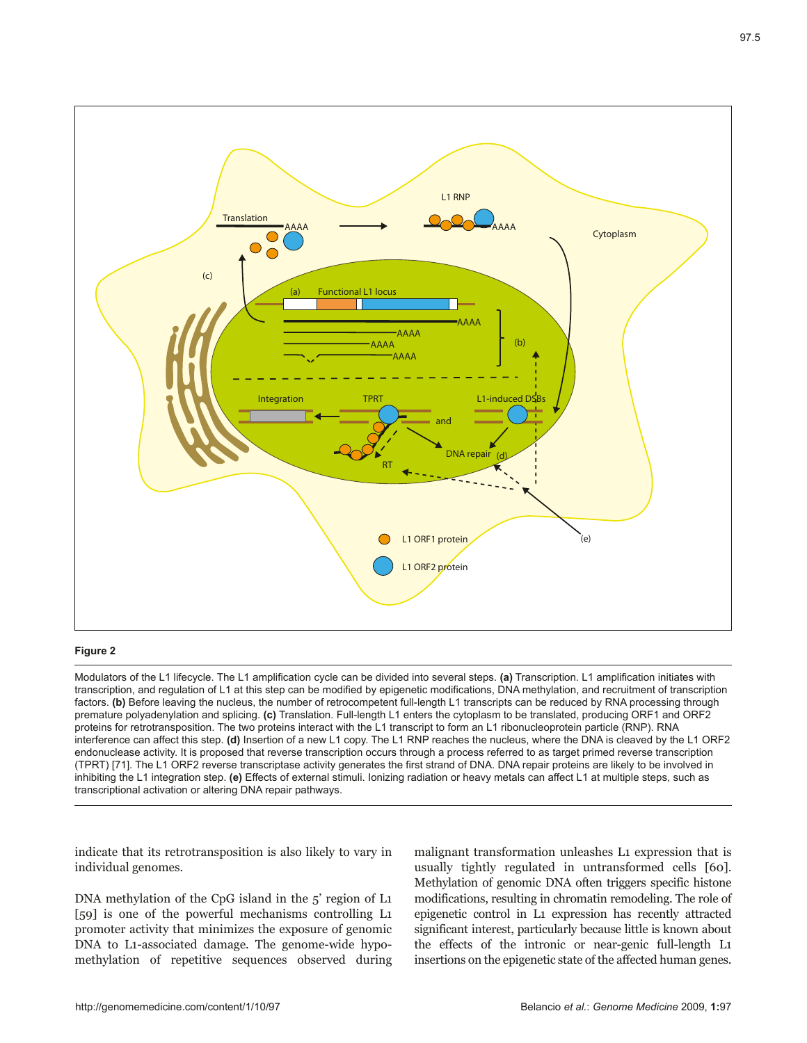**Figure 2**

Modulators of the L1 lifecycle. The L1 amplification cycle can be divided into several steps. **(a)** Transcription. L1 amplification initiates with transcription, and regulation of L1 at this step can be modified by epigenetic modifications, DNA methylation, and recruitment of transcription factors. **(b)** Before leaving the nucleus, the number of retrocompetent full-length L1 transcripts can be reduced by RNA processing through premature polyadenylation and splicing. **(c)** Translation. Full-length L1 enters the cytoplasm to be translated, producing ORF1 and ORF2 proteins for retrotransposition. The two proteins interact with the L1 transcript to form an L1 ribonucleoprotein particle (RNP). RNA interference can affect this step. **(d)** Insertion of a new L1 copy. The L1 RNP reaches the nucleus, where the DNA is cleaved by the L1 ORF2 endonuclease activity. It is proposed that reverse transcription occurs through a process referred to as target primed reverse transcription (TPRT) [71]. The L1 ORF2 reverse transcriptase activity generates the first strand of DNA. DNA repair proteins are likely to be involved in inhibiting the L1 integration step. **(e)** Effects of external stimuli. Ionizing radiation or heavy metals can affect L1 at multiple steps, such as transcriptional activation or altering DNA repair pathways.

indicate that its retrotransposition is also likely to vary in individual genomes.

DNA methylation of the CpG island in the 5' region of L1 [59] is one of the powerful mechanisms controlling L1 promoter activity that minimizes the exposure of genomic DNA to L1-associated damage. The genome-wide hypomethylation of repetitive sequences observed during malignant transformation unleashes L1 expression that is usually tightly regulated in untransformed cells [60]. Methylation of genomic DNA often triggers specific histone modifications, resulting in chromatin remodeling. The role of epigenetic control in L1 expression has recently attracted significant interest, particularly because little is known about the effects of the intronic or near-genic full-length L1 insertions on the epigenetic state of the affected human genes.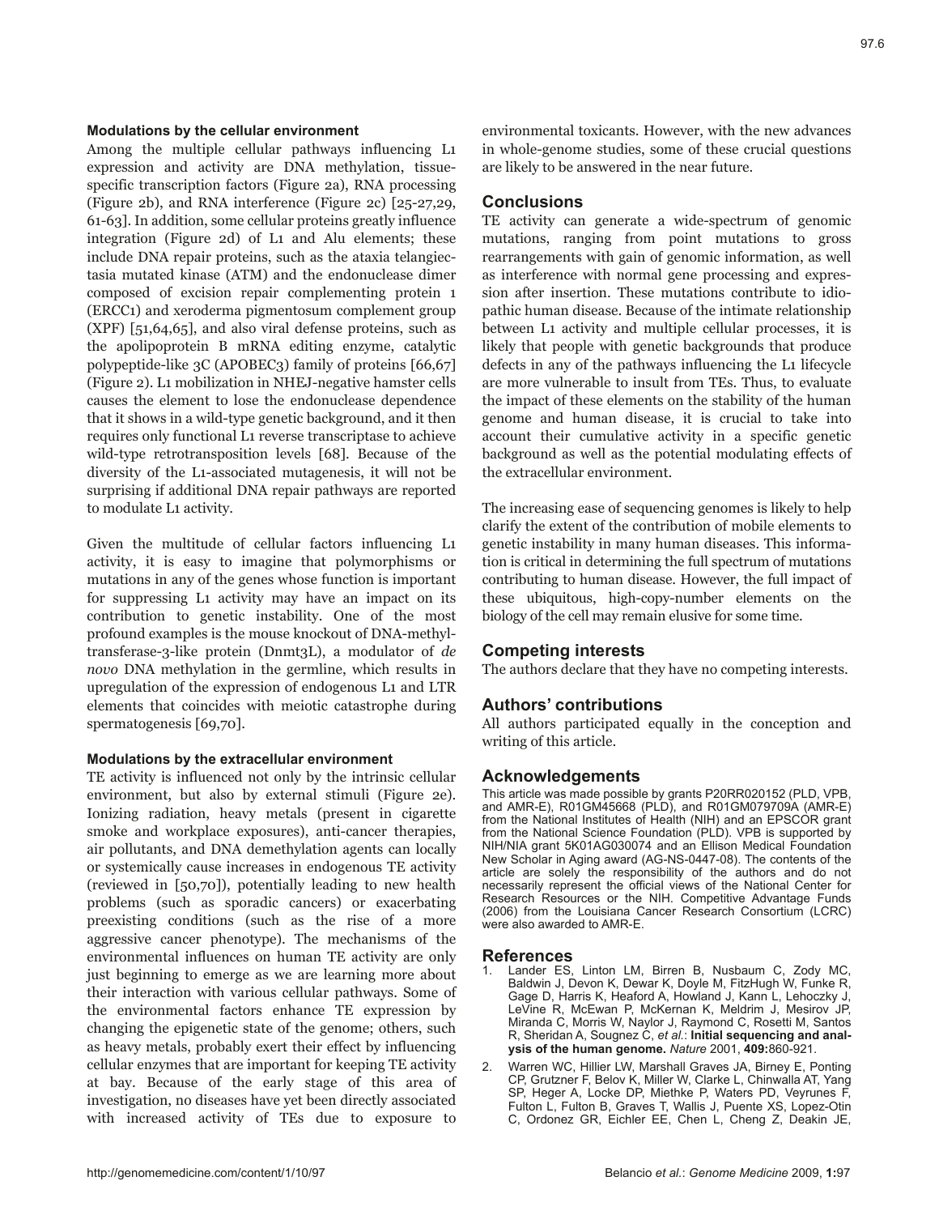#### Modulations by the cellular environment

Among the multiple cellular pathways influencing L1 expression and activity are DNA methylation, tissue-specific transcription factors (Figure 2a), RNA processing (Figure 2b), and RNA interference (Figure 2c) [25-27,29, 61-63]. In addition, some cellular proteins greatly influence integration (Figure 2d) of L1 and Alu elements; these include DNA repair proteins, such as the ataxia telangiectasia mutated kinase (ATM) and the endonuclease dimer composed of excision repair complementing protein 1 (ERCC1) and xeroderma pigmentosum complement group (XPF) [51,64,65], and also viral defense proteins, such as the apolipoprotein B mRNA editing enzyme, catalytic polypeptide-like 3C (APOBEC3) family of proteins [66,67] (Figure 2). L1 mobilization in NHEJ-negative hamster cells causes the element to lose the endonuclease dependence that it shows in a wild-type genetic background, and it then requires only functional L1 reverse transcriptase to achieve wild-type retrotransposition levels [68]. Because of the diversity of the L1-associated mutagenesis, it will not be surprising if additional DNA repair pathways are reported to modulate L1 activity.

Given the multitude of cellular factors influencing L1 activity, it is easy to imagine that polymorphisms or mutations in any of the genes whose function is important for suppressing L1 activity may have an impact on its contribution to genetic instability. One of the most profound examples is the mouse knockout of DNA-methyltransferase-3-like protein (Dnmt3L), a modulator of *de novo* DNA methylation in the germline, which results in upregulation of the expression of endogenous L1 and LTR elements that coincides with meiotic catastrophe during spermatogenesis [69,70].

#### Modulations by the extracellular environment

TE activity is influenced not only by the intrinsic cellular environment, but also by external stimuli (Figure 2e). Ionizing radiation, heavy metals (present in cigarette smoke and workplace exposures), anti-cancer therapies, air pollutants, and DNA demethylation agents can locally or systemically cause increases in endogenous TE activity (reviewed in [50,70]), potentially leading to new health problems (such as sporadic cancers) or exacerbating preexisting conditions (such as the rise of a more aggressive cancer phenotype). The mechanisms of the environmental influences on human TE activity are only just beginning to emerge as we are learning more about their interaction with various cellular pathways. Some of the environmental factors enhance TE expression by changing the epigenetic state of the genome; others, such as heavy metals, probably exert their effect by influencing cellular enzymes that are important for keeping TE activity at bay. Because of the early stage of this area of investigation, no diseases have yet been directly associated with increased activity of TEs due to exposure to environmental toxicants. However, with the new advances in whole-genome studies, some of these crucial questions are likely to be answered in the near future.

## Conclusions

TE activity can generate a wide-spectrum of genomic mutations, ranging from point mutations to gross rearrangements with gain of genomic information, as well as interference with normal gene processing and expression after insertion. These mutations contribute to idiopathic human disease. Because of the intimate relationship between L1 activity and multiple cellular processes, it is likely that people with genetic backgrounds that produce defects in any of the pathways influencing the L1 lifecycle are more vulnerable to insult from TEs. Thus, to evaluate the impact of these elements on the stability of the human genome and human disease, it is crucial to take into account their cumulative activity in a specific genetic background as well as the potential modulating effects of the extracellular environment.

The increasing ease of sequencing genomes is likely to help clarify the extent of the contribution of mobile elements to genetic instability in many human diseases. This information is critical in determining the full spectrum of mutations contributing to human disease. However, the full impact of these ubiquitous, high-copy-number elements on the biology of the cell may remain elusive for some time.

## Competing interests

The authors declare that they have no competing interests.

## Authors' contributions

All authors participated equally in the conception and writing of this article.

## Acknowledgements

This article was made possible by grants P20RR020152 (PLD, VPB, and AMR-E), R01GM45668 (PLD), and R01GM079709A (AMR-E) from the National Institutes of Health (NIH) and an EPSCOR grant from the National Science Foundation (PLD). VPB is supported by NIH/NIA grant 5K01AG030074 and an Ellison Medical Foundation New Scholar in Aging award (AG-NS-0447-08). The contents of the article are solely the responsibility of the authors and do not necessarily represent the official views of the National Center for Research Resources or the NIH. Competitive Advantage Funds (2006) from the Louisiana Cancer Research Consortium (LCRC) were also awarded to AMR-E.

## References

1. Lander ES, Linton LM, Birren B, Nusbaum C, Zody MC, Baldwin J, Devon K, Dewar K, Doyle M, FitzHugh W, Funke R, Gage D, Harris K, Heaford A, Howland J, Kann L, Lehoczky J, LeVine R, McEwan P, McKernan K, Meldrim J, Mesirov JP, Miranda C, Morris W, Naylor J, Raymond C, Rosetti M, Santos R, Sheridan A, Sougnez C, *et al.*: **Initial sequencing and analysis of the human genome.** *Nature* 2001, **409:**860-921.
2. Warren WC, Hillier LW, Marshall Graves JA, Birney E, Ponting CP, Grutzner F, Belov K, Miller W, Clarke L, Chinwalla AT, Yang SP, Heger A, Locke DP, Miethke P, Waters PD, Veyrunes F, Fulton L, Fulton B, Graves T, Wallis J, Puente XS, Lopez-Otin C, Ordonez GR, Eichler EE, Chen L, Cheng Z, Deakin JE,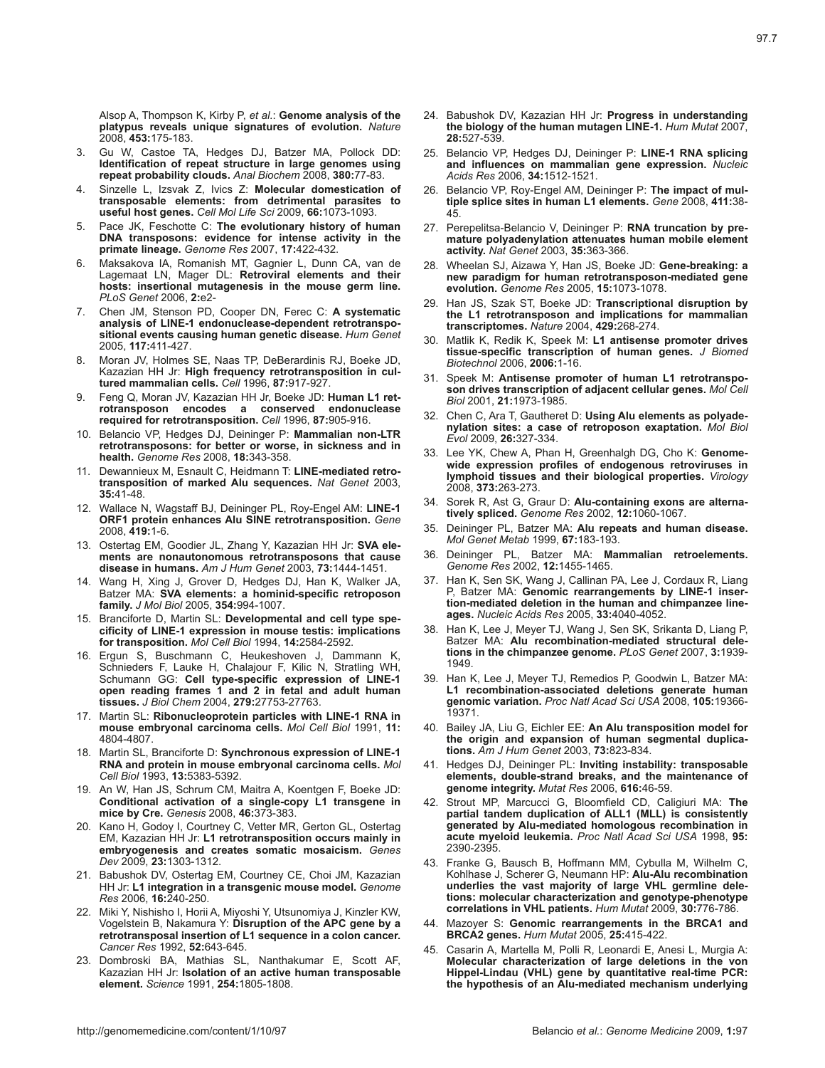Alsop A, Thompson K, Kirby P, *et al.*: **Genome analysis of the platypus reveals unique signatures of evolution.** *Nature* 2008, **453:**175-183.

3. Gu W, Castoe TA, Hedges DJ, Batzer MA, Pollock DD: **Identification of repeat structure in large genomes using repeat probability clouds.** *Anal Biochem* 2008, **380:**77-83.
4. Sinzelle L, Izsvak Z, Ivics Z: **Molecular domestication of transposable elements: from detrimental parasites to useful host genes.** *Cell Mol Life Sci* 2009, **66:**1073-1093.
5. Pace JK, Feschotte C: **The evolutionary history of human DNA transposons: evidence for intense activity in the primate lineage.** *Genome Res* 2007, **17:**422-432.
6. Maksakova IA, Romanish MT, Gagnier L, Dunn CA, van de Lagemaat LN, Mager DL: **Retroviral elements and their hosts: insertional mutagenesis in the mouse germ line.** *PLoS Genet* 2006, **2:**e2-
7. Chen JM, Stenson PD, Cooper DN, Ferec C: **A systematic analysis of LINE-1 endonuclease-dependent retrotranspositional events causing human genetic disease.** *Hum Genet* 2005, **117:**411-427.
8. Moran JV, Holmes SE, Naas TP, DeBerardinis RJ, Boeke JD, Kazazian HH Jr: **High frequency retrotransposition in cultured mammalian cells.** *Cell* 1996, **87:**917-927.
9. Feng Q, Moran JV, Kazazian HH Jr, Boeke JD: **Human L1 retrotransposon encodes a conserved endonuclease required for retrotransposition.** *Cell* 1996, **87:**905-916.
10. Belancio VP, Hedges DJ, Deininger P: **Mammalian non-LTR retrotransposons: for better or worse, in sickness and in health.** *Genome Res* 2008, **18:**343-358.
11. Dewannieux M, Esnault C, Heidmann T: **LINE-mediated retrotransposition of marked Alu sequences.** *Nat Genet* 2003, **35:**41-48.
12. Wallace N, Wagstaff BJ, Deininger PL, Roy-Engel AM: **LINE-1 ORF1 protein enhances Alu SINE retrotransposition.** *Gene* 2008, **419:**1-6.
13. Ostertag EM, Goodier JL, Zhang Y, Kazazian HH Jr: **SVA elements are nonautonomous retrotransposons that cause disease in humans.** *Am J Hum Genet* 2003, **73:**1444-1451.
14. Wang H, Xing J, Grover D, Hedges DJ, Han K, Walker JA, Batzer MA: **SVA elements: a hominid-specific retroposon family.** *J Mol Biol* 2005, **354:**994-1007.
15. Branciforte D, Martin SL: **Developmental and cell type specificity of LINE-1 expression in mouse testis: implications for transposition.** *Mol Cell Biol* 1994, **14:**2584-2592.
16. Ergun S, Buschmann C, Heukeshoven J, Dammann K, Schnieders F, Lauke H, Chalajour F, Kilic N, Stratling WH, Schumann GG: **Cell type-specific expression of LINE-1 open reading frames 1 and 2 in fetal and adult human tissues.** *J Biol Chem* 2004, **279:**27753-27763.
17. Martin SL: **Ribonucleoprotein particles with LINE-1 RNA in mouse embryonal carcinoma cells.** *Mol Cell Biol* 1991, **11:** 4804-4807.
18. Martin SL, Branciforte D: **Synchronous expression of LINE-1 RNA and protein in mouse embryonal carcinoma cells.** *Mol Cell Biol* 1993, **13:**5383-5392.
19. An W, Han JS, Schrum CM, Maitra A, Koentgen F, Boeke JD: **Conditional activation of a single-copy L1 transgene in mice by Cre.** *Genesis* 2008, **46:**373-383.
20. Kano H, Godoy I, Courtney C, Vetter MR, Gerton GL, Ostertag EM, Kazazian HH Jr: **L1 retrotransposition occurs mainly in embryogenesis and creates somatic mosaicism.** *Genes Dev* 2009, **23:**1303-1312.
21. Babushok DV, Ostertag EM, Courtney CE, Choi JM, Kazazian HH Jr: **L1 integration in a transgenic mouse model.** *Genome Res* 2006, **16:**240-250.
22. Miki Y, Nishisho I, Horii A, Miyoshi Y, Utsunomiya J, Kinzler KW, Vogelstein B, Nakamura Y: **Disruption of the APC gene by a retrotransposal insertion of L1 sequence in a colon cancer.** *Cancer Res* 1992, **52:**643-645.
23. Dombroski BA, Mathias SL, Nanthakumar E, Scott AF, Kazazian HH Jr: **Isolation of an active human transposable element.** *Science* 1991, **254:**1805-1808.
24. Babushok DV, Kazazian HH Jr: **Progress in understanding the biology of the human mutagen LINE-1.** *Hum Mutat* 2007, **28:**527-539.
25. Belancio VP, Hedges DJ, Deininger P: **LINE-1 RNA splicing and influences on mammalian gene expression.** *Nucleic Acids Res* 2006, **34:**1512-1521.
26. Belancio VP, Roy-Engel AM, Deininger P: **The impact of multiple splice sites in human L1 elements.** *Gene* 2008, **411:**38-45.
27. Perepelitsa-Belancio V, Deininger P: **RNA truncation by premature polyadenylation attenuates human mobile element activity.** *Nat Genet* 2003, **35:**363-366.
28. Wheelan SJ, Aizawa Y, Han JS, Boeke JD: **Gene-breaking: a new paradigm for human retrotransposon-mediated gene evolution.** *Genome Res* 2005, **15:**1073-1078.
29. Han JS, Szak ST, Boeke JD: **Transcriptional disruption by the L1 retrotransposon and implications for mammalian transcriptomes.** *Nature* 2004, **429:**268-274.
30. Matlik K, Redik K, Speek M: **L1 antisense promoter drives tissue-specific transcription of human genes.** *J Biomed Biotechnol* 2006, **2006:**1-16.
31. Speek M: **Antisense promoter of human L1 retrotransposon drives transcription of adjacent cellular genes.** *Mol Cell Biol* 2001, **21:**1973-1985.
32. Chen C, Ara T, Gautheret D: **Using Alu elements as polyadenylation sites: a case of retroposon exaptation.** *Mol Biol Evol* 2009, **26:**327-334.
33. Lee YK, Chew A, Phan H, Greenhalgh DG, Cho K: **Genome-wide expression profiles of endogenous retroviruses in lymphoid tissues and their biological properties.** *Virology* 2008, **373:**263-273.
34. Sorek R, Ast G, Graur D: **Alu-containing exons are alternatively spliced.** *Genome Res* 2002, **12:**1060-1067.
35. Deininger PL, Batzer MA: **Alu repeats and human disease.** *Mol Genet Metab* 1999, **67:**183-193.
36. Deininger PL, Batzer MA: **Mammalian retroelements.** *Genome Res* 2002, **12:**1455-1465.
37. Han K, Sen SK, Wang J, Callinan PA, Lee J, Cordaux R, Liang P, Batzer MA: **Genomic rearrangements by LINE-1 insertion-mediated deletion in the human and chimpanzee lineages.** *Nucleic Acids Res* 2005, **33:**4040-4052.
38. Han K, Lee J, Meyer TJ, Wang J, Sen SK, Srikanta D, Liang P, Batzer MA: **Alu recombination-mediated structural deletions in the chimpanzee genome.** *PLoS Genet* 2007, **3:**1939-1949.
39. Han K, Lee J, Meyer TJ, Remedios P, Goodwin L, Batzer MA: **L1 recombination-associated deletions generate human genomic variation.** *Proc Natl Acad Sci USA* 2008, **105:**19366-19371.
40. Bailey JA, Liu G, Eichler EE: **An Alu transposition model for the origin and expansion of human segmental duplications.** *Am J Hum Genet* 2003, **73:**823-834.
41. Hedges DJ, Deininger PL: **Inviting instability: transposable elements, double-strand breaks, and the maintenance of genome integrity.** *Mutat Res* 2006, **616:**46-59.
42. Strout MP, Marcucci G, Bloomfield CD, Caligiuri MA: **The partial tandem duplication of ALL1 (MLL) is consistently generated by Alu-mediated homologous recombination in acute myeloid leukemia.** *Proc Natl Acad Sci USA* 1998, **95:** 2390-2395.
43. Franke G, Bausch B, Hoffmann MM, Cybulla M, Wilhelm C, Kohlhase J, Scherer G, Neumann HP: **Alu-Alu recombination underlies the vast majority of large VHL germline deletions: molecular characterization and genotype-phenotype correlations in VHL patients.** *Hum Mutat* 2009, **30:**776-786.
44. Mazoyer S: **Genomic rearrangements in the BRCA1 and BRCA2 genes.** *Hum Mutat* 2005, **25:**415-422.
45. Casarin A, Martella M, Polli R, Leonardi E, Anesi L, Murgia A: **Molecular characterization of large deletions in the von Hippel-Lindau (VHL) gene by quantitative real-time PCR: the hypothesis of an Alu-mediated mechanism underlying**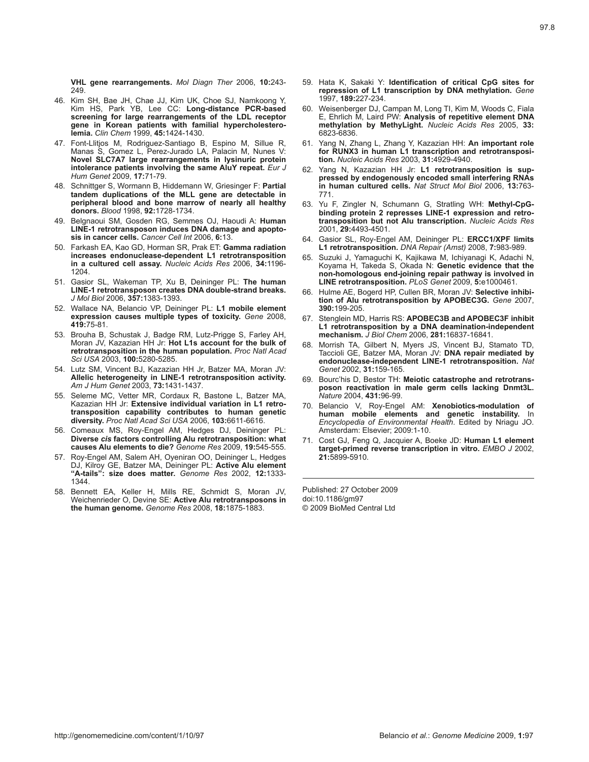VHL gene rearrangements.** *Mol Diagn Ther* 2006, **10:**243-249.

46. Kim SH, Bae JH, Chae JJ, Kim UK, Choe SJ, Namkoong Y, Kim HS, Park YB, Lee CC: **Long-distance PCR-based screening for large rearrangements of the LDL receptor gene in Korean patients with familial hypercholesterolemia.** *Clin Chem* 1999, **45:**1424-1430.
47. Font-Llitjos M, Rodriguez-Santiago B, Espino M, Sillue R, Manas S, Gomez L, Perez-Jurado LA, Palacin M, Nunes V: **Novel SLC7A7 large rearrangements in lysinuric protein intolerance patients involving the same AluY repeat.** *Eur J Hum Genet* 2009, **17:**71-79.
48. Schnittger S, Wormann B, Hiddemann W, Griesinger F: **Partial tandem duplications of the MLL gene are detectable in peripheral blood and bone marrow of nearly all healthy donors.** *Blood* 1998, **92:**1728-1734.
49. Belgnaoui SM, Gosden RG, Semmes OJ, Haoudi A: **Human LINE-1 retrotransposon induces DNA damage and apoptosis in cancer cells.** *Cancer Cell Int* 2006, **6:**13.
50. Farkash EA, Kao GD, Horman SR, Prak ET: **Gamma radiation increases endonuclease-dependent L1 retrotransposition in a cultured cell assay.** *Nucleic Acids Res* 2006, **34:**1196-1204.
51. Gasior SL, Wakeman TP, Xu B, Deininger PL: **The human LINE-1 retrotransposon creates DNA double-strand breaks.** *J Mol Biol* 2006, **357:**1383-1393.
52. Wallace NA, Belancio VP, Deininger PL: **L1 mobile element expression causes multiple types of toxicity.** *Gene* 2008, **419:**75-81.
53. Brouha B, Schustak J, Badge RM, Lutz-Prigge S, Farley AH, Moran JV, Kazazian HH Jr: **Hot L1s account for the bulk of retrotransposition in the human population.** *Proc Natl Acad Sci USA* 2003, **100:**5280-5285.
54. Lutz SM, Vincent BJ, Kazazian HH Jr, Batzer MA, Moran JV: **Allelic heterogeneity in LINE-1 retrotransposition activity.** *Am J Hum Genet* 2003, **73:**1431-1437.
55. Seleme MC, Vetter MR, Cordaux R, Bastone L, Batzer MA, Kazazian HH Jr: **Extensive individual variation in L1 retrotransposition capability contributes to human genetic diversity.** *Proc Natl Acad Sci USA* 2006, **103:**6611-6616.
56. Comeaux MS, Roy-Engel AM, Hedges DJ, Deininger PL: **Diverse *cis* factors controlling Alu retrotransposition: what causes Alu elements to die?** *Genome Res* 2009, **19:**545-555.
57. Roy-Engel AM, Salem AH, Oyeniran OO, Deininger L, Hedges DJ, Kilroy GE, Batzer MA, Deininger PL: **Active Alu element "A-tails": size does matter.** *Genome Res* 2002, **12:**1333-1344.
58. Bennett EA, Keller H, Mills RE, Schmidt S, Moran JV, Weichenrieder O, Devine SE: **Active Alu retrotransposons in the human genome.** *Genome Res* 2008, **18:**1875-1883.
59. Hata K, Sakaki Y: **Identification of critical CpG sites for repression of L1 transcription by DNA methylation.** *Gene* 1997, **189:**227-234.
60. Weisenberger DJ, Campan M, Long TI, Kim M, Woods C, Fiala E, Ehrlich M, Laird PW: **Analysis of repetitive element DNA methylation by MethyLight.** *Nucleic Acids Res* 2005, **33:** 6823-6836.
61. Yang N, Zhang L, Zhang Y, Kazazian HH: **An important role for RUNX3 in human L1 transcription and retrotransposition.** *Nucleic Acids Res* 2003, **31:**4929-4940.
62. Yang N, Kazazian HH Jr: **L1 retrotransposition is suppressed by endogenously encoded small interfering RNAs in human cultured cells.** *Nat Struct Mol Biol* 2006, **13:**763-771.
63. Yu F, Zingler N, Schumann G, Stratling WH: **Methyl-CpG-binding protein 2 represses LINE-1 expression and retrotransposition but not Alu transcription.** *Nucleic Acids Res* 2001, **29:**4493-4501.
64. Gasior SL, Roy-Engel AM, Deininger PL: **ERCC1/XPF limits L1 retrotransposition.** *DNA Repair (Amst)* 2008, **7:**983-989.
65. Suzuki J, Yamaguchi K, Kajikawa M, Ichiyanagi K, Adachi N, Koyama H, Takeda S, Okada N: **Genetic evidence that the non-homologous end-joining repair pathway is involved in LINE retrotransposition.** *PLoS Genet* 2009, **5:**e1000461.
66. Hulme AE, Bogerd HP, Cullen BR, Moran JV: **Selective inhibition of Alu retrotransposition by APOBEC3G.** *Gene* 2007, **390:**199-205.
67. Stenglein MD, Harris RS: **APOBEC3B and APOBEC3F inhibit L1 retrotransposition by a DNA deamination-independent mechanism.** *J Biol Chem* 2006, **281:**16837-16841.
68. Morrish TA, Gilbert N, Myers JS, Vincent BJ, Stamato TD, Taccioli GE, Batzer MA, Moran JV: **DNA repair mediated by endonuclease-independent LINE-1 retrotransposition.** *Nat Genet* 2002, **31:**159-165.
69. Bourc'his D, Bestor TH: **Meiotic catastrophe and retrotransposon reactivation in male germ cells lacking Dnmt3L.** *Nature* 2004, **431:**96-99.
70. Belancio V, Roy-Engel AM: **Xenobiotics-modulation of human mobile elements and genetic instability.** In *Encyclopedia of Environmental Health*. Edited by Nriagu JO. Amsterdam: Elsevier; 2009:1-10.
71. Cost GJ, Feng Q, Jacquier A, Boeke JD: **Human L1 element target-primed reverse transcription in vitro.** *EMBO J* 2002, **21:**5899-5910.

---

Published: 27 October 2009
doi:10.1186/gm97
© 2009 BioMed Central Ltd